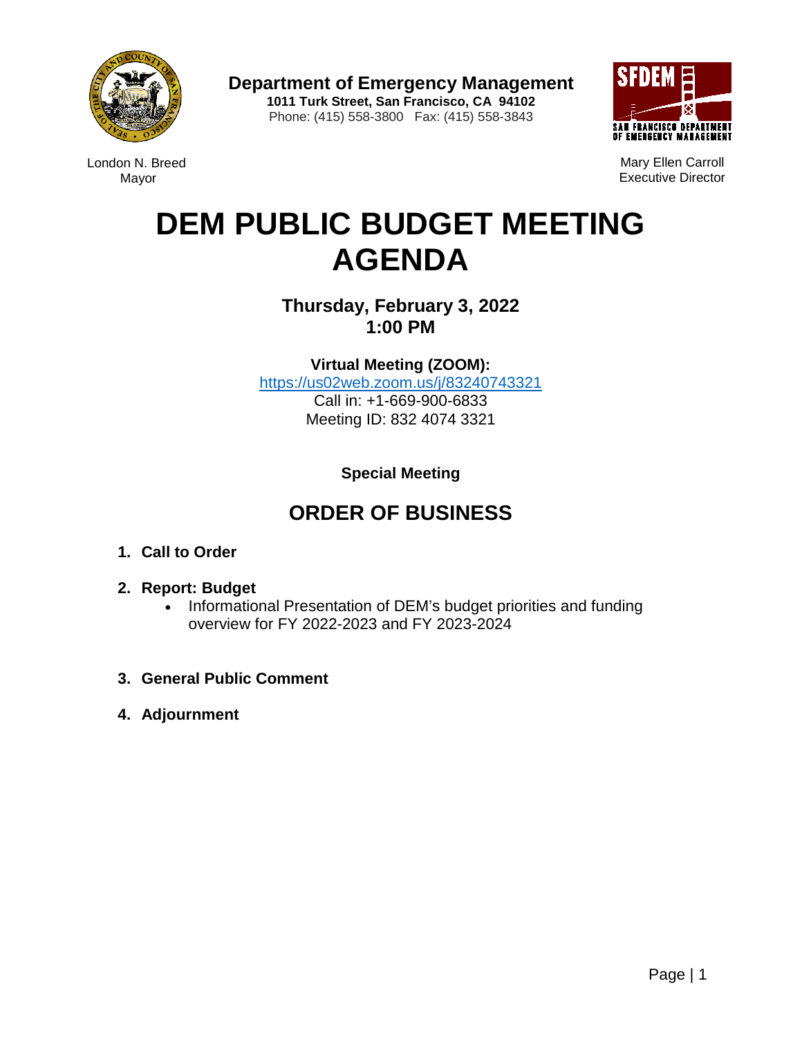**Department of Emergency Management**
**1011 Turk Street, San Francisco, CA 94102**
Phone: (415) 558-3800 Fax: (415) 558-3843

London N. Breed
Mayor

Mary Ellen Carroll
Executive Director

# DEM PUBLIC BUDGET MEETING AGENDA

## Thursday, February 3, 2022
## 1:00 PM

**Virtual Meeting (ZOOM):**
https://us02web.zoom.us/j/83240743321
Call in: +1-669-900-6833
Meeting ID: 832 4074 3321

**Special Meeting**

## ORDER OF BUSINESS

1. **Call to Order**
2. **Report: Budget**
   - Informational Presentation of DEM's budget priorities and funding overview for FY 2022-2023 and FY 2023-2024
3. **General Public Comment**
4. **Adjournment**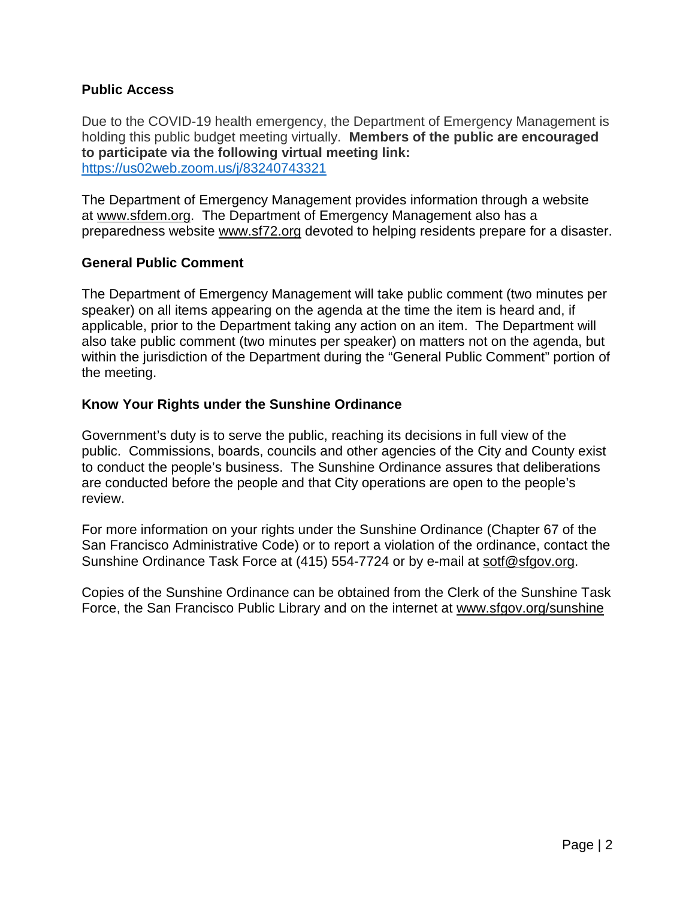## Public Access

Due to the COVID-19 health emergency, the Department of Emergency Management is holding this public budget meeting virtually. **Members of the public are encouraged to participate via the following virtual meeting link:** https://us02web.zoom.us/j/83240743321

The Department of Emergency Management provides information through a website at www.sfdem.org. The Department of Emergency Management also has a preparedness website www.sf72.org devoted to helping residents prepare for a disaster.

## General Public Comment

The Department of Emergency Management will take public comment (two minutes per speaker) on all items appearing on the agenda at the time the item is heard and, if applicable, prior to the Department taking any action on an item. The Department will also take public comment (two minutes per speaker) on matters not on the agenda, but within the jurisdiction of the Department during the "General Public Comment" portion of the meeting.

## Know Your Rights under the Sunshine Ordinance

Government's duty is to serve the public, reaching its decisions in full view of the public. Commissions, boards, councils and other agencies of the City and County exist to conduct the people's business. The Sunshine Ordinance assures that deliberations are conducted before the people and that City operations are open to the people's review.

For more information on your rights under the Sunshine Ordinance (Chapter 67 of the San Francisco Administrative Code) or to report a violation of the ordinance, contact the Sunshine Ordinance Task Force at (415) 554-7724 or by e-mail at sotf@sfgov.org.

Copies of the Sunshine Ordinance can be obtained from the Clerk of the Sunshine Task Force, the San Francisco Public Library and on the internet at www.sfgov.org/sunshine